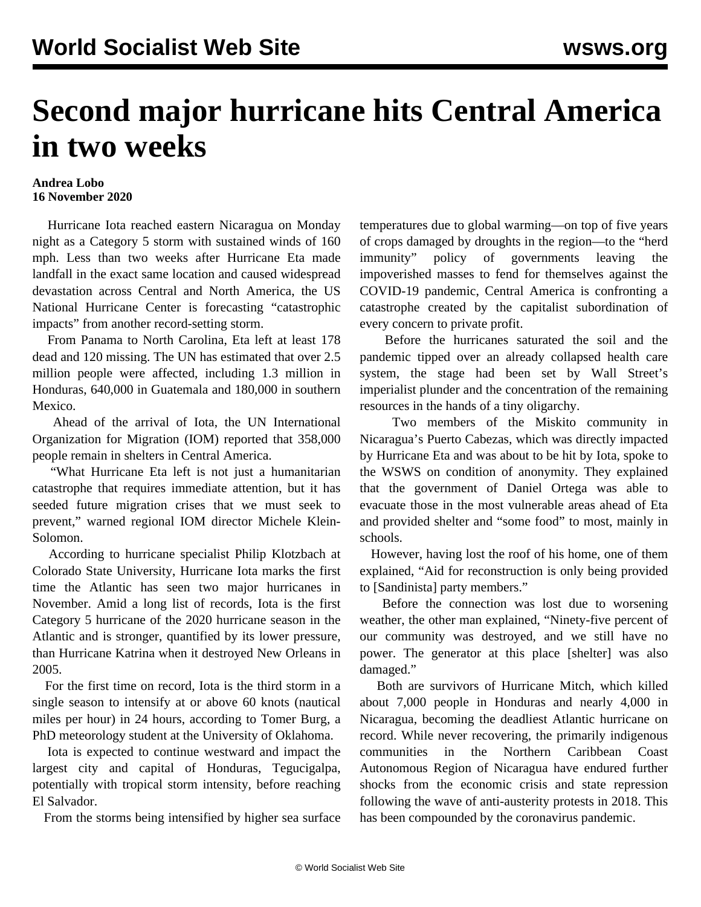# Second major hurricane hits Central America in two weeks

**Andrea Lobo**
**16 November 2020**

Hurricane Iota reached eastern Nicaragua on Monday night as a Category 5 storm with sustained winds of 160 mph. Less than two weeks after Hurricane Eta made landfall in the exact same location and caused widespread devastation across Central and North America, the US National Hurricane Center is forecasting "catastrophic impacts" from another record-setting storm.

From Panama to North Carolina, Eta left at least 178 dead and 120 missing. The UN has estimated that over 2.5 million people were affected, including 1.3 million in Honduras, 640,000 in Guatemala and 180,000 in southern Mexico.

Ahead of the arrival of Iota, the UN International Organization for Migration (IOM) reported that 358,000 people remain in shelters in Central America.

"What Hurricane Eta left is not just a humanitarian catastrophe that requires immediate attention, but it has seeded future migration crises that we must seek to prevent," warned regional IOM director Michele Klein-Solomon.

According to hurricane specialist Philip Klotzbach at Colorado State University, Hurricane Iota marks the first time the Atlantic has seen two major hurricanes in November. Amid a long list of records, Iota is the first Category 5 hurricane of the 2020 hurricane season in the Atlantic and is stronger, quantified by its lower pressure, than Hurricane Katrina when it destroyed New Orleans in 2005.

For the first time on record, Iota is the third storm in a single season to intensify at or above 60 knots (nautical miles per hour) in 24 hours, according to Tomer Burg, a PhD meteorology student at the University of Oklahoma.

Iota is expected to continue westward and impact the largest city and capital of Honduras, Tegucigalpa, potentially with tropical storm intensity, before reaching El Salvador.

From the storms being intensified by higher sea surface temperatures due to global warming—on top of five years of crops damaged by droughts in the region—to the "herd immunity" policy of governments leaving the impoverished masses to fend for themselves against the COVID-19 pandemic, Central America is confronting a catastrophe created by the capitalist subordination of every concern to private profit.

Before the hurricanes saturated the soil and the pandemic tipped over an already collapsed health care system, the stage had been set by Wall Street's imperialist plunder and the concentration of the remaining resources in the hands of a tiny oligarchy.

Two members of the Miskito community in Nicaragua's Puerto Cabezas, which was directly impacted by Hurricane Eta and was about to be hit by Iota, spoke to the WSWS on condition of anonymity. They explained that the government of Daniel Ortega was able to evacuate those in the most vulnerable areas ahead of Eta and provided shelter and "some food" to most, mainly in schools.

However, having lost the roof of his home, one of them explained, "Aid for reconstruction is only being provided to [Sandinista] party members."

Before the connection was lost due to worsening weather, the other man explained, "Ninety-five percent of our community was destroyed, and we still have no power. The generator at this place [shelter] was also damaged."

Both are survivors of Hurricane Mitch, which killed about 7,000 people in Honduras and nearly 4,000 in Nicaragua, becoming the deadliest Atlantic hurricane on record. While never recovering, the primarily indigenous communities in the Northern Caribbean Coast Autonomous Region of Nicaragua have endured further shocks from the economic crisis and state repression following the wave of anti-austerity protests in 2018. This has been compounded by the coronavirus pandemic.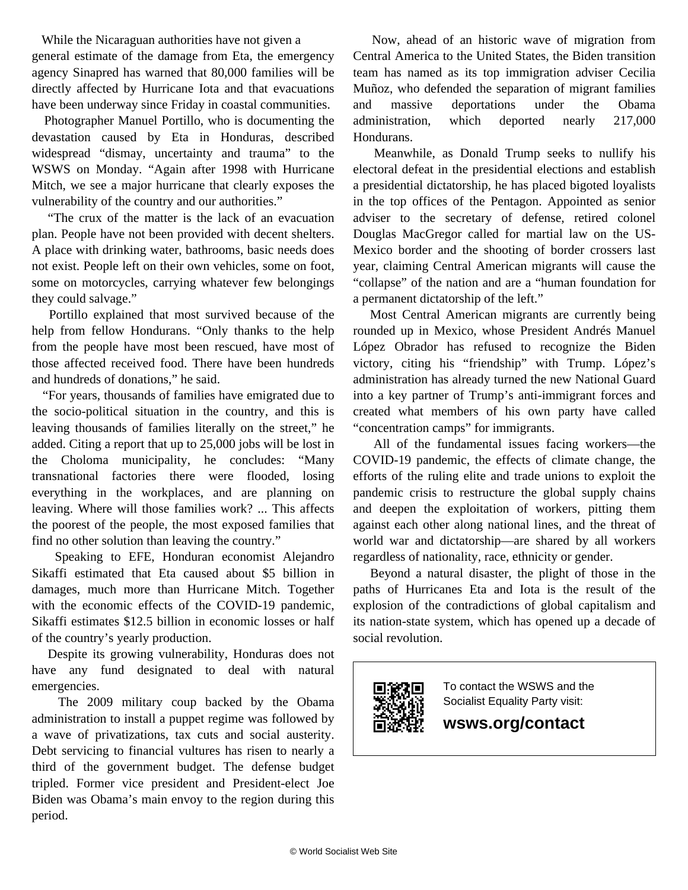While the Nicaraguan authorities have not given a general estimate of the damage from Eta, the emergency agency Sinapred has warned that 80,000 families will be directly affected by Hurricane Iota and that evacuations have been underway since Friday in coastal communities.

Photographer Manuel Portillo, who is documenting the devastation caused by Eta in Honduras, described widespread "dismay, uncertainty and trauma" to the WSWS on Monday. "Again after 1998 with Hurricane Mitch, we see a major hurricane that clearly exposes the vulnerability of the country and our authorities."

"The crux of the matter is the lack of an evacuation plan. People have not been provided with decent shelters. A place with drinking water, bathrooms, basic needs does not exist. People left on their own vehicles, some on foot, some on motorcycles, carrying whatever few belongings they could salvage."

Portillo explained that most survived because of the help from fellow Hondurans. "Only thanks to the help from the people have most been rescued, have most of those affected received food. There have been hundreds and hundreds of donations," he said.

"For years, thousands of families have emigrated due to the socio-political situation in the country, and this is leaving thousands of families literally on the street," he added. Citing a report that up to 25,000 jobs will be lost in the Choloma municipality, he concludes: "Many transnational factories there were flooded, losing everything in the workplaces, and are planning on leaving. Where will those families work? ... This affects the poorest of the people, the most exposed families that find no other solution than leaving the country."

Speaking to EFE, Honduran economist Alejandro Sikaffi estimated that Eta caused about $5 billion in damages, much more than Hurricane Mitch. Together with the economic effects of the COVID-19 pandemic, Sikaffi estimates $12.5 billion in economic losses or half of the country's yearly production.

Despite its growing vulnerability, Honduras does not have any fund designated to deal with natural emergencies.

The 2009 military coup backed by the Obama administration to install a puppet regime was followed by a wave of privatizations, tax cuts and social austerity. Debt servicing to financial vultures has risen to nearly a third of the government budget. The defense budget tripled. Former vice president and President-elect Joe Biden was Obama's main envoy to the region during this period.

Now, ahead of an historic wave of migration from Central America to the United States, the Biden transition team has named as its top immigration adviser Cecilia Muñoz, who defended the separation of migrant families and massive deportations under the Obama administration, which deported nearly 217,000 Hondurans.

Meanwhile, as Donald Trump seeks to nullify his electoral defeat in the presidential elections and establish a presidential dictatorship, he has placed bigoted loyalists in the top offices of the Pentagon. Appointed as senior adviser to the secretary of defense, retired colonel Douglas MacGregor called for martial law on the US-Mexico border and the shooting of border crossers last year, claiming Central American migrants will cause the "collapse" of the nation and are a "human foundation for a permanent dictatorship of the left."

Most Central American migrants are currently being rounded up in Mexico, whose President Andrés Manuel López Obrador has refused to recognize the Biden victory, citing his "friendship" with Trump. López's administration has already turned the new National Guard into a key partner of Trump's anti-immigrant forces and created what members of his own party have called "concentration camps" for immigrants.

All of the fundamental issues facing workers—the COVID-19 pandemic, the effects of climate change, the efforts of the ruling elite and trade unions to exploit the pandemic crisis to restructure the global supply chains and deepen the exploitation of workers, pitting them against each other along national lines, and the threat of world war and dictatorship—are shared by all workers regardless of nationality, race, ethnicity or gender.

Beyond a natural disaster, the plight of those in the paths of Hurricanes Eta and Iota is the result of the explosion of the contradictions of global capitalism and its nation-state system, which has opened up a decade of social revolution.

To contact the WSWS and the Socialist Equality Party visit:

**wsws.org/contact**